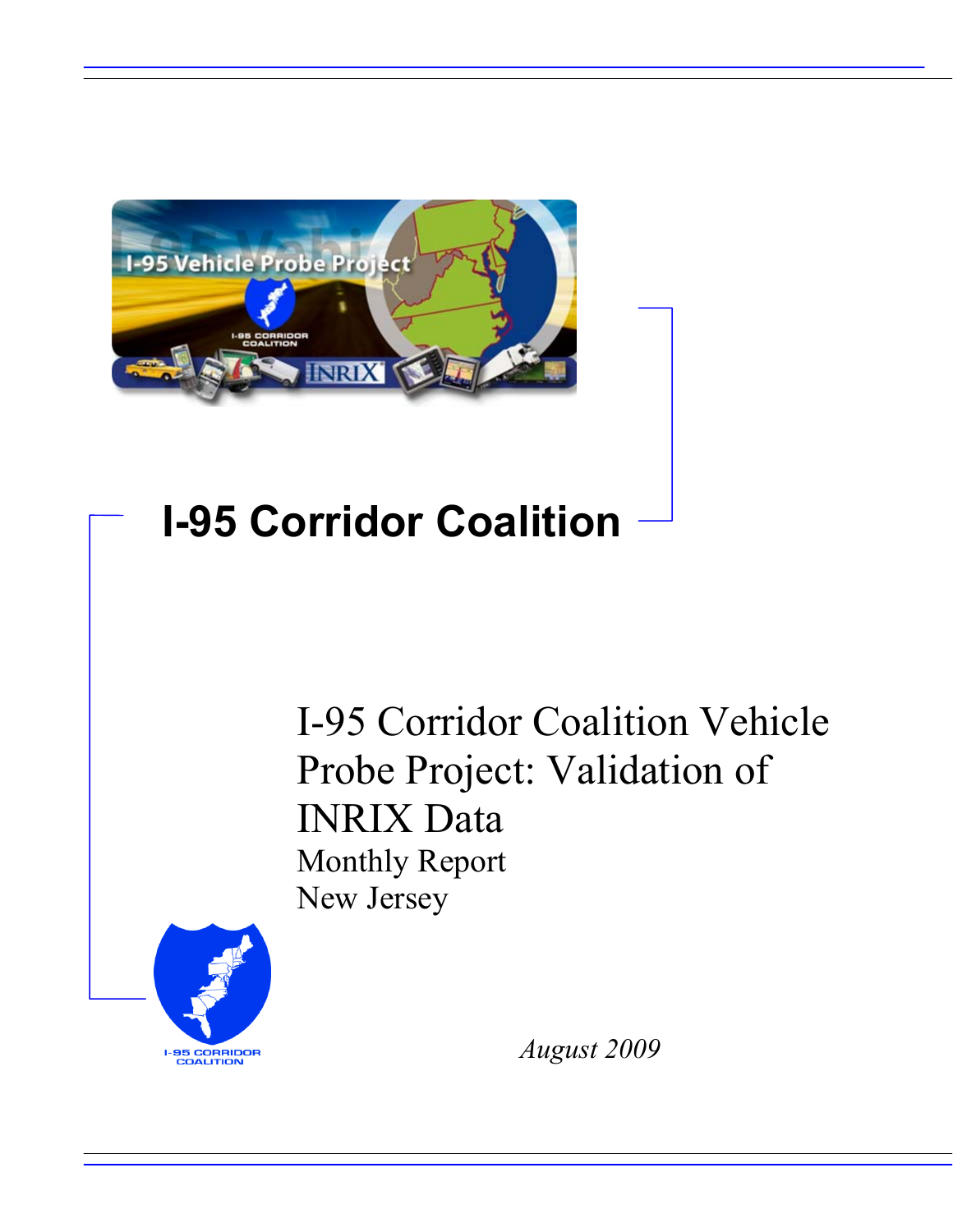# I-95 Corridor Coalition

## I-95 Corridor Coalition Vehicle Probe Project: Validation of INRIX Data

Monthly Report

New Jersey

*August 2009*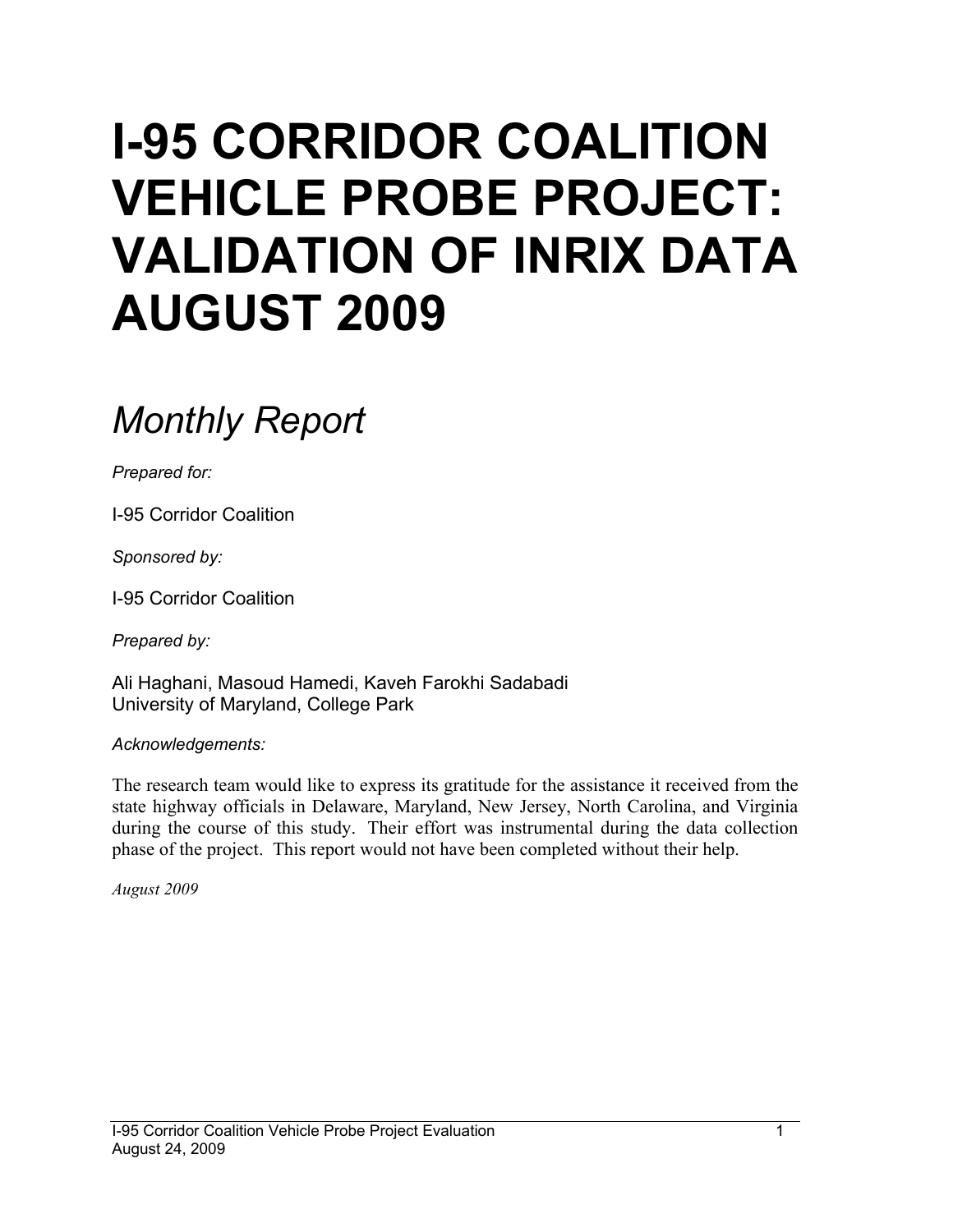# I-95 CORRIDOR COALITION VEHICLE PROBE PROJECT: VALIDATION OF INRIX DATA AUGUST 2009

## *Monthly Report*

*Prepared for:*

I-95 Corridor Coalition

*Sponsored by:*

I-95 Corridor Coalition

*Prepared by:*

Ali Haghani, Masoud Hamedi, Kaveh Farokhi Sadabadi
University of Maryland, College Park

*Acknowledgements:*

The research team would like to express its gratitude for the assistance it received from the state highway officials in Delaware, Maryland, New Jersey, North Carolina, and Virginia during the course of this study. Their effort was instrumental during the data collection phase of the project. This report would not have been completed without their help.

*August 2009*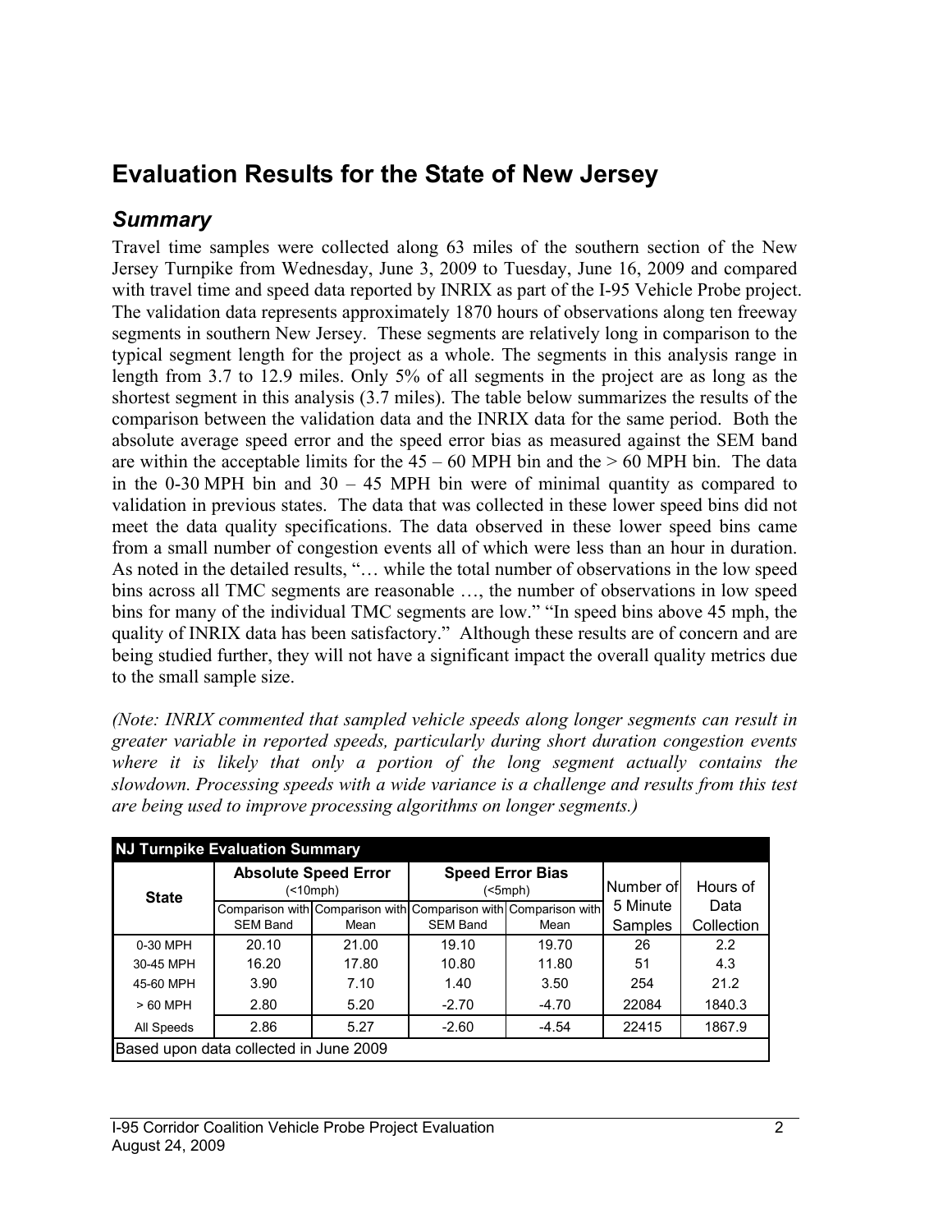# Evaluation Results for the State of New Jersey

## *Summary*

Travel time samples were collected along 63 miles of the southern section of the New Jersey Turnpike from Wednesday, June 3, 2009 to Tuesday, June 16, 2009 and compared with travel time and speed data reported by INRIX as part of the I-95 Vehicle Probe project. The validation data represents approximately 1870 hours of observations along ten freeway segments in southern New Jersey. These segments are relatively long in comparison to the typical segment length for the project as a whole. The segments in this analysis range in length from 3.7 to 12.9 miles. Only 5% of all segments in the project are as long as the shortest segment in this analysis (3.7 miles). The table below summarizes the results of the comparison between the validation data and the INRIX data for the same period. Both the absolute average speed error and the speed error bias as measured against the SEM band are within the acceptable limits for the 45 – 60 MPH bin and the > 60 MPH bin. The data in the 0-30 MPH bin and 30 – 45 MPH bin were of minimal quantity as compared to validation in previous states. The data that was collected in these lower speed bins did not meet the data quality specifications. The data observed in these lower speed bins came from a small number of congestion events all of which were less than an hour in duration. As noted in the detailed results, "… while the total number of observations in the low speed bins across all TMC segments are reasonable …, the number of observations in low speed bins for many of the individual TMC segments are low." "In speed bins above 45 mph, the quality of INRIX data has been satisfactory." Although these results are of concern and are being studied further, they will not have a significant impact the overall quality metrics due to the small sample size.

*(Note: INRIX commented that sampled vehicle speeds along longer segments can result in greater variable in reported speeds, particularly during short duration congestion events where it is likely that only a portion of the long segment actually contains the slowdown. Processing speeds with a wide variance is a challenge and results from this test are being used to improve processing algorithms on longer segments.)*

| NJ Turnpike Evaluation Summary | | | | | | |
|---|---|---|---|---|---|---|
| State | Absolute Speed Error (<10mph) | | Speed Error Bias (<5mph) | | Number of 5 Minute Samples | Hours of Data Collection |
| | Comparison with SEM Band | Comparison with Mean | Comparison with SEM Band | Comparison with Mean | | |
| 0-30 MPH | 20.10 | 21.00 | 19.10 | 19.70 | 26 | 2.2 |
| 30-45 MPH | 16.20 | 17.80 | 10.80 | 11.80 | 51 | 4.3 |
| 45-60 MPH | 3.90 | 7.10 | 1.40 | 3.50 | 254 | 21.2 |
| > 60 MPH | 2.80 | 5.20 | -2.70 | -4.70 | 22084 | 1840.3 |
| All Speeds | 2.86 | 5.27 | -2.60 | -4.54 | 22415 | 1867.9 |
| Based upon data collected in June 2009 | | | | | | |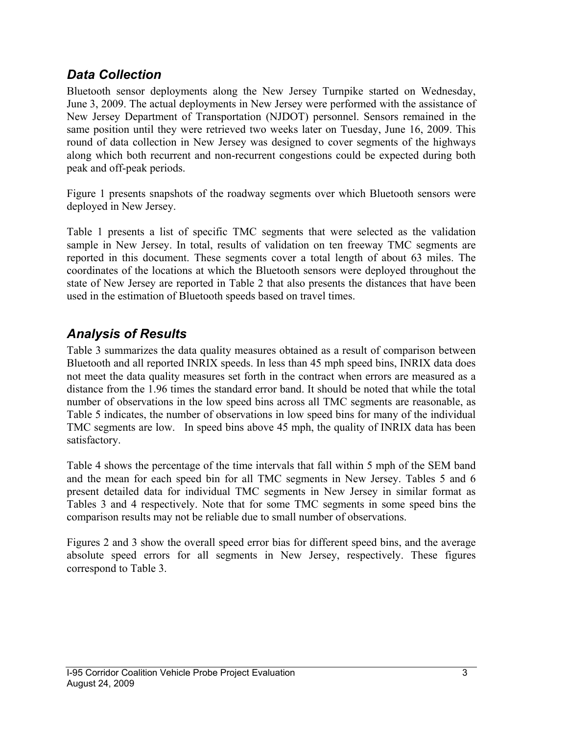## *Data Collection*

Bluetooth sensor deployments along the New Jersey Turnpike started on Wednesday, June 3, 2009. The actual deployments in New Jersey were performed with the assistance of New Jersey Department of Transportation (NJDOT) personnel. Sensors remained in the same position until they were retrieved two weeks later on Tuesday, June 16, 2009. This round of data collection in New Jersey was designed to cover segments of the highways along which both recurrent and non-recurrent congestions could be expected during both peak and off-peak periods.

Figure 1 presents snapshots of the roadway segments over which Bluetooth sensors were deployed in New Jersey.

Table 1 presents a list of specific TMC segments that were selected as the validation sample in New Jersey. In total, results of validation on ten freeway TMC segments are reported in this document. These segments cover a total length of about 63 miles. The coordinates of the locations at which the Bluetooth sensors were deployed throughout the state of New Jersey are reported in Table 2 that also presents the distances that have been used in the estimation of Bluetooth speeds based on travel times.

## *Analysis of Results*

Table 3 summarizes the data quality measures obtained as a result of comparison between Bluetooth and all reported INRIX speeds. In less than 45 mph speed bins, INRIX data does not meet the data quality measures set forth in the contract when errors are measured as a distance from the 1.96 times the standard error band. It should be noted that while the total number of observations in the low speed bins across all TMC segments are reasonable, as Table 5 indicates, the number of observations in low speed bins for many of the individual TMC segments are low. In speed bins above 45 mph, the quality of INRIX data has been satisfactory.

Table 4 shows the percentage of the time intervals that fall within 5 mph of the SEM band and the mean for each speed bin for all TMC segments in New Jersey. Tables 5 and 6 present detailed data for individual TMC segments in New Jersey in similar format as Tables 3 and 4 respectively. Note that for some TMC segments in some speed bins the comparison results may not be reliable due to small number of observations.

Figures 2 and 3 show the overall speed error bias for different speed bins, and the average absolute speed errors for all segments in New Jersey, respectively. These figures correspond to Table 3.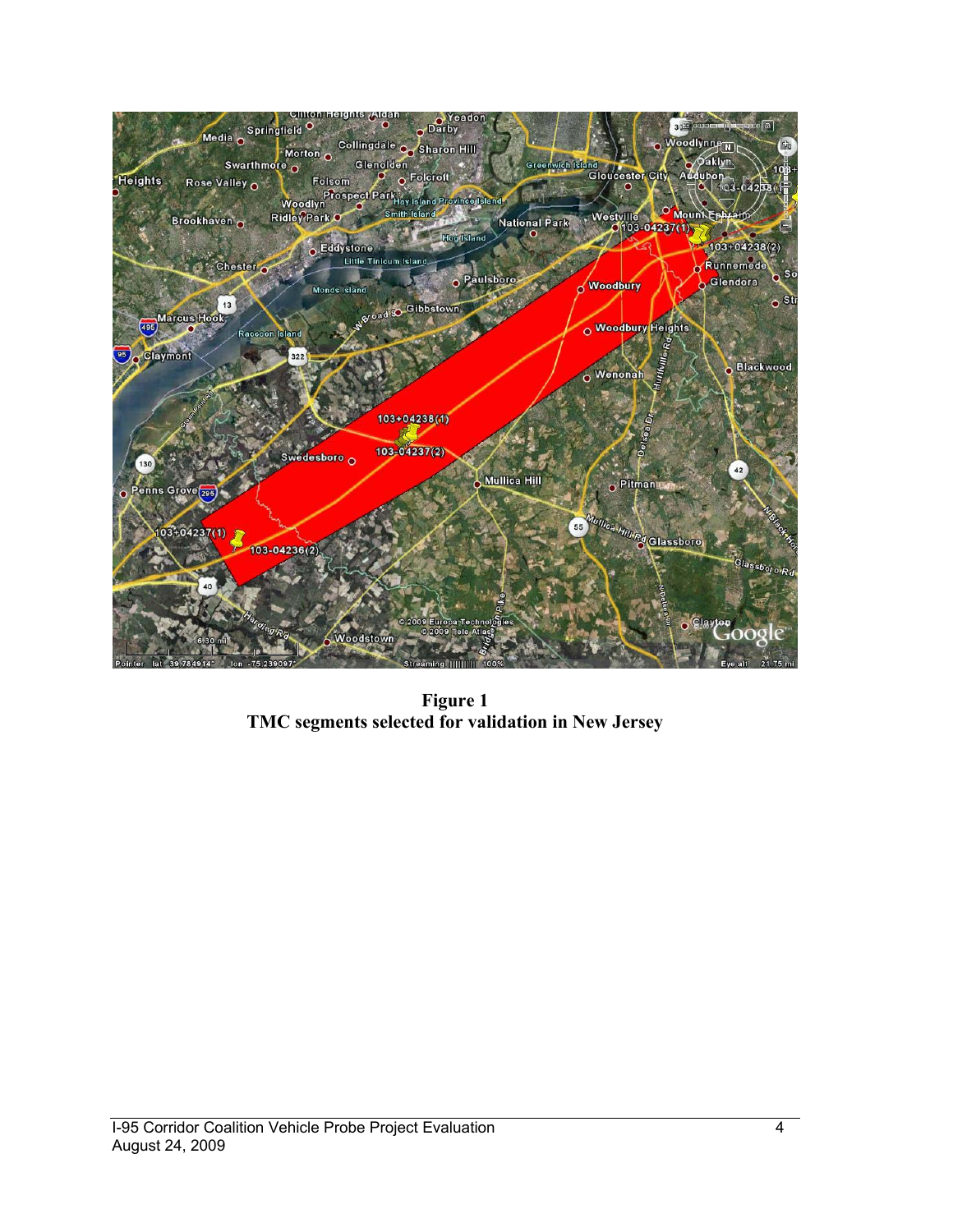**Figure 1**
**TMC segments selected for validation in New Jersey**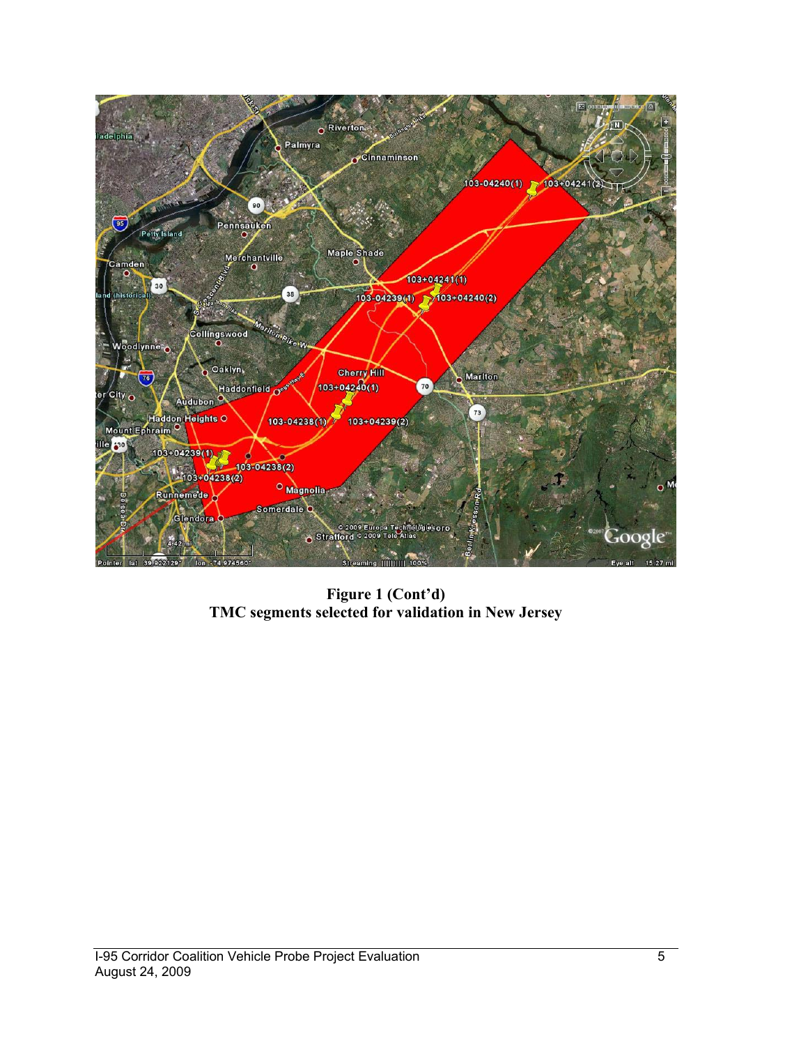**Figure 1 (Cont'd)**
**TMC segments selected for validation in New Jersey**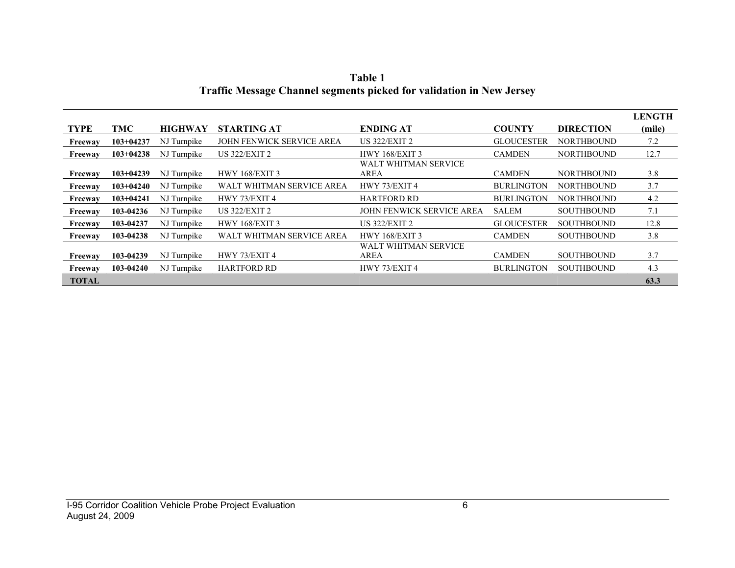**Table 1**
**Traffic Message Channel segments picked for validation in New Jersey**

| TYPE | TMC | HIGHWAY | STARTING AT | ENDING AT | COUNTY | DIRECTION | LENGTH (mile) |
|---|---|---|---|---|---|---|---|
| **Freeway** | **103+04237** | NJ Turnpike | JOHN FENWICK SERVICE AREA | US 322/EXIT 2 | GLOUCESTER | NORTHBOUND | 7.2 |
| **Freeway** | **103+04238** | NJ Turnpike | US 322/EXIT 2 | HWY 168/EXIT 3 | CAMDEN | NORTHBOUND | 12.7 |
| **Freeway** | **103+04239** | NJ Turnpike | HWY 168/EXIT 3 | WALT WHITMAN SERVICE AREA | CAMDEN | NORTHBOUND | 3.8 |
| **Freeway** | **103+04240** | NJ Turnpike | WALT WHITMAN SERVICE AREA | HWY 73/EXIT 4 | BURLINGTON | NORTHBOUND | 3.7 |
| **Freeway** | **103+04241** | NJ Turnpike | HWY 73/EXIT 4 | HARTFORD RD | BURLINGTON | NORTHBOUND | 4.2 |
| **Freeway** | **103-04236** | NJ Turnpike | US 322/EXIT 2 | JOHN FENWICK SERVICE AREA | SALEM | SOUTHBOUND | 7.1 |
| **Freeway** | **103-04237** | NJ Turnpike | HWY 168/EXIT 3 | US 322/EXIT 2 | GLOUCESTER | SOUTHBOUND | 12.8 |
| **Freeway** | **103-04238** | NJ Turnpike | WALT WHITMAN SERVICE AREA | HWY 168/EXIT 3 | CAMDEN | SOUTHBOUND | 3.8 |
| **Freeway** | **103-04239** | NJ Turnpike | HWY 73/EXIT 4 | WALT WHITMAN SERVICE AREA | CAMDEN | SOUTHBOUND | 3.7 |
| **Freeway** | **103-04240** | NJ Turnpike | HARTFORD RD | HWY 73/EXIT 4 | BURLINGTON | SOUTHBOUND | 4.3 |
| **TOTAL** | | | | | | | **63.3** |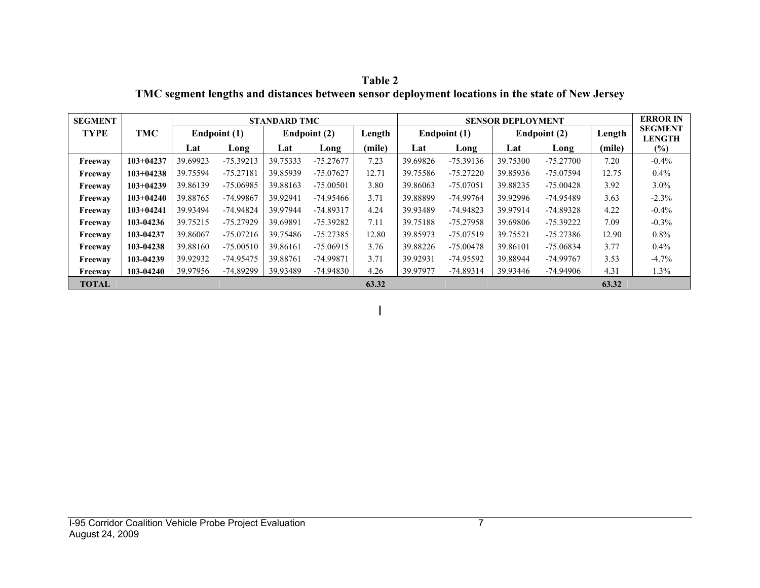**Table 2**
**TMC segment lengths and distances between sensor deployment locations in the state of New Jersey**

| SEGMENT TYPE | TMC | STANDARD TMC | | | | | SENSOR DEPLOYMENT | | | | | ERROR IN SEGMENT LENGTH |
|---|---|---|---|---|---|---|---|---|---|---|---|---|
| | | Endpoint (1) | | Endpoint (2) | | Length | Endpoint (1) | | Endpoint (2) | | Length | |
| | | Lat | Long | Lat | Long | (mile) | Lat | Long | Lat | Long | (mile) | (%) |
| **Freeway** | **103+04237** | 39.69923 | -75.39213 | 39.75333 | -75.27677 | 7.23 | 39.69826 | -75.39136 | 39.75300 | -75.27700 | 7.20 | -0.4% |
| **Freeway** | **103+04238** | 39.75594 | -75.27181 | 39.85939 | -75.07627 | 12.71 | 39.75586 | -75.27220 | 39.85936 | -75.07594 | 12.75 | 0.4% |
| **Freeway** | **103+04239** | 39.86139 | -75.06985 | 39.88163 | -75.00501 | 3.80 | 39.86063 | -75.07051 | 39.88235 | -75.00428 | 3.92 | 3.0% |
| **Freeway** | **103+04240** | 39.88765 | -74.99867 | 39.92941 | -74.95466 | 3.71 | 39.88899 | -74.99764 | 39.92996 | -74.95489 | 3.63 | -2.3% |
| **Freeway** | **103+04241** | 39.93494 | -74.94824 | 39.97944 | -74.89317 | 4.24 | 39.93489 | -74.94823 | 39.97914 | -74.89328 | 4.22 | -0.4% |
| **Freeway** | **103-04236** | 39.75215 | -75.27929 | 39.69891 | -75.39282 | 7.11 | 39.75188 | -75.27958 | 39.69806 | -75.39222 | 7.09 | -0.3% |
| **Freeway** | **103-04237** | 39.86067 | -75.07216 | 39.75486 | -75.27385 | 12.80 | 39.85973 | -75.07519 | 39.75521 | -75.27386 | 12.90 | 0.8% |
| **Freeway** | **103-04238** | 39.88160 | -75.00510 | 39.86161 | -75.06915 | 3.76 | 39.88226 | -75.00478 | 39.86101 | -75.06834 | 3.77 | 0.4% |
| **Freeway** | **103-04239** | 39.92932 | -74.95475 | 39.88761 | -74.99871 | 3.71 | 39.92931 | -74.95592 | 39.88944 | -74.99767 | 3.53 | -4.7% |
| **Freeway** | **103-04240** | 39.97956 | -74.89299 | 39.93489 | -74.94830 | 4.26 | 39.97977 | -74.89314 | 39.93446 | -74.94906 | 4.31 | 1.3% |
| **TOTAL** | | | | | | **63.32** | | | | | **63.32** | |

]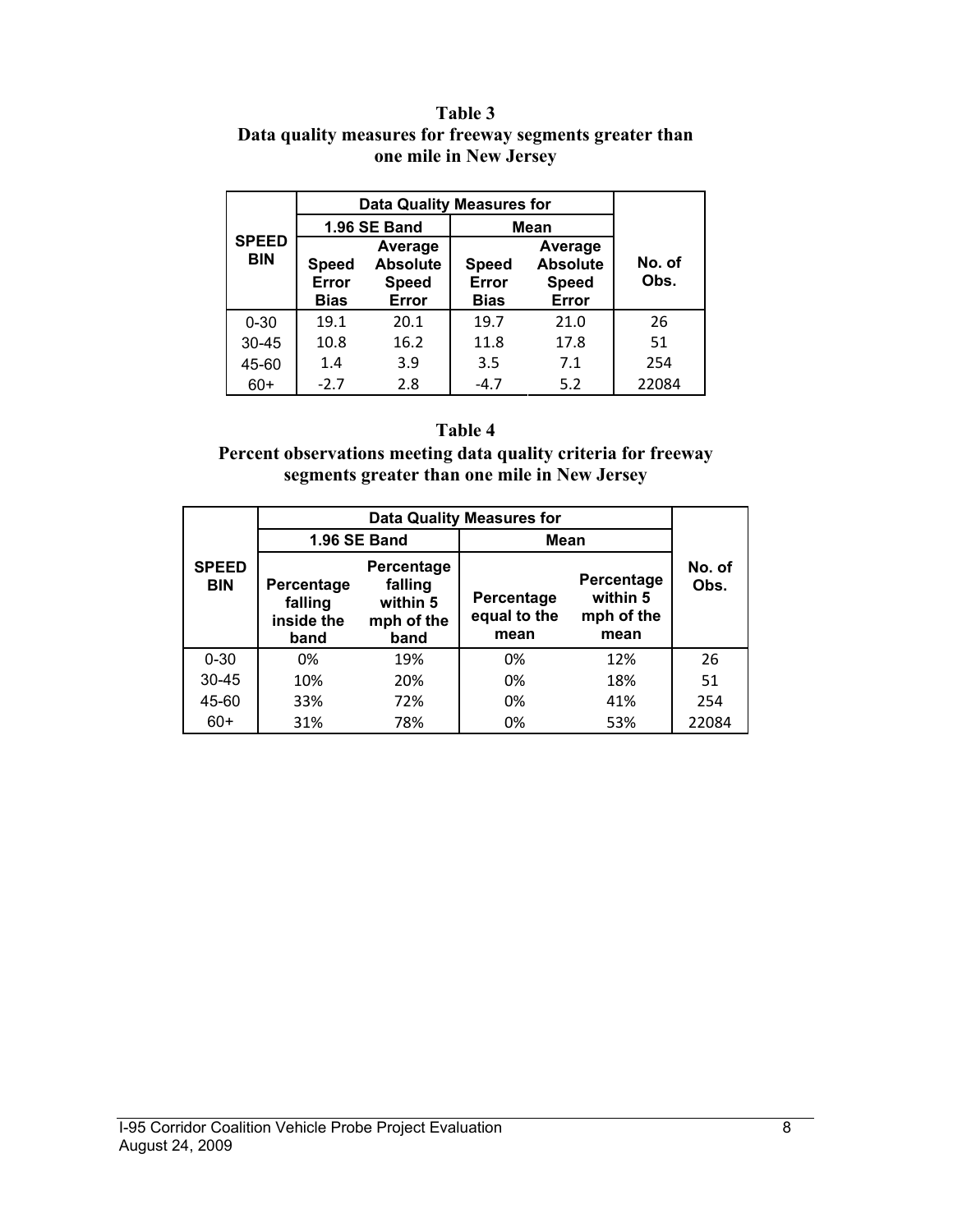**Table 3**
**Data quality measures for freeway segments greater than one mile in New Jersey**

| SPEED BIN | Data Quality Measures for | | | | No. of Obs. |
|---|---|---|---|---|---|
| | 1.96 SE Band | | Mean | | |
| | Speed Error Bias | Average Absolute Speed Error | Speed Error Bias | Average Absolute Speed Error | |
| 0-30 | 19.1 | 20.1 | 19.7 | 21.0 | 26 |
| 30-45 | 10.8 | 16.2 | 11.8 | 17.8 | 51 |
| 45-60 | 1.4 | 3.9 | 3.5 | 7.1 | 254 |
| 60+ | -2.7 | 2.8 | -4.7 | 5.2 | 22084 |

**Table 4**
**Percent observations meeting data quality criteria for freeway segments greater than one mile in New Jersey**

| SPEED BIN | Data Quality Measures for | | | | No. of Obs. |
|---|---|---|---|---|---|
| | 1.96 SE Band | | Mean | | |
| | Percentage falling inside the band | Percentage falling within 5 mph of the band | Percentage equal to the mean | Percentage within 5 mph of the mean | |
| 0-30 | 0% | 19% | 0% | 12% | 26 |
| 30-45 | 10% | 20% | 0% | 18% | 51 |
| 45-60 | 33% | 72% | 0% | 41% | 254 |
| 60+ | 31% | 78% | 0% | 53% | 22084 |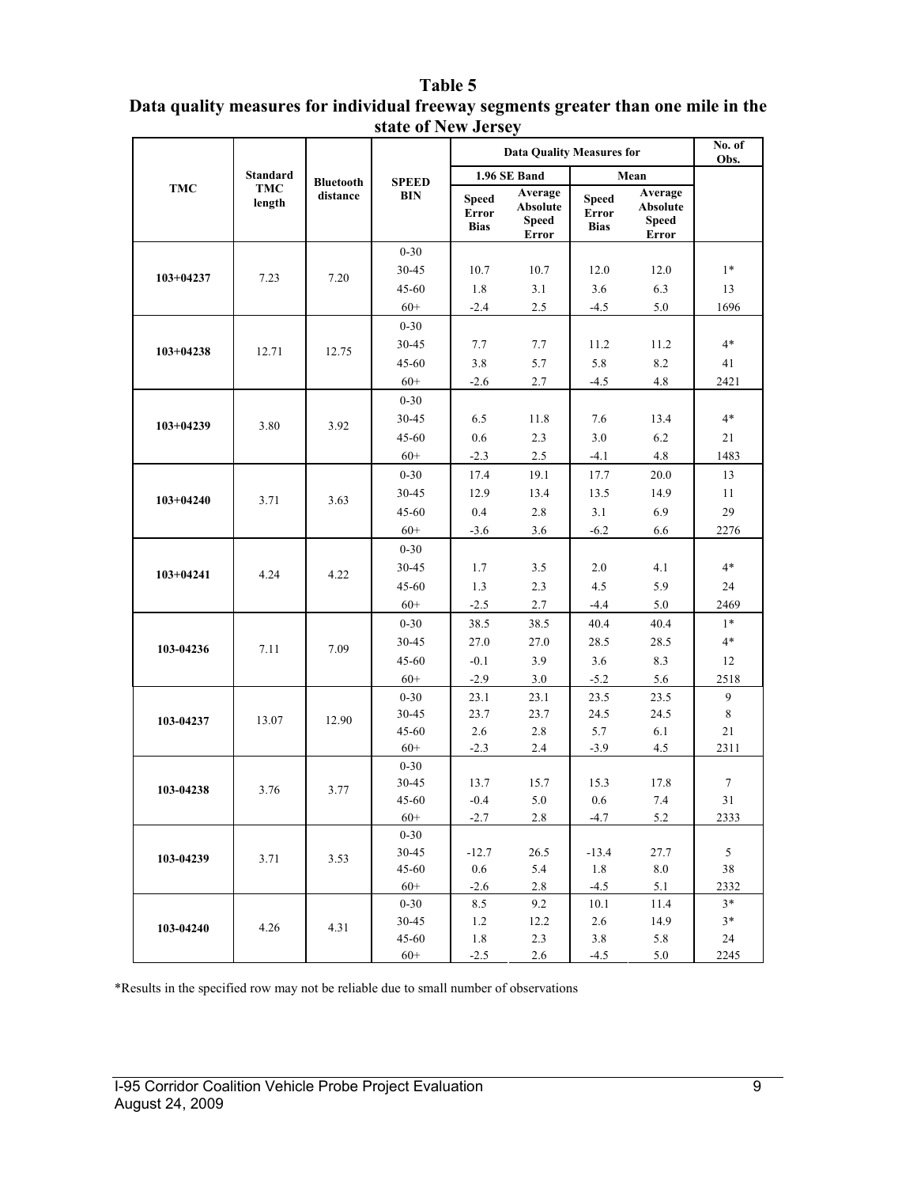**Table 5**
**Data quality measures for individual freeway segments greater than one mile in the state of New Jersey**

| TMC | Standard TMC length | Bluetooth distance | SPEED BIN | Data Quality Measures for | | | | No. of Obs. |
|---|---|---|---|---|---|---|---|---|
| | | | | 1.96 SE Band | | Mean | | |
| | | | | Speed Error Bias | Average Absolute Speed Error | Speed Error Bias | Average Absolute Speed Error | |
| 103+04237 | 7.23 | 7.20 | 0-30 | | | | | |
| | | | 30-45 | 10.7 | 10.7 | 12.0 | 12.0 | 1* |
| | | | 45-60 | 1.8 | 3.1 | 3.6 | 6.3 | 13 |
| | | | 60+ | -2.4 | 2.5 | -4.5 | 5.0 | 1696 |
| 103+04238 | 12.71 | 12.75 | 0-30 | | | | | |
| | | | 30-45 | 7.7 | 7.7 | 11.2 | 11.2 | 4* |
| | | | 45-60 | 3.8 | 5.7 | 5.8 | 8.2 | 41 |
| | | | 60+ | -2.6 | 2.7 | -4.5 | 4.8 | 2421 |
| 103+04239 | 3.80 | 3.92 | 0-30 | | | | | |
| | | | 30-45 | 6.5 | 11.8 | 7.6 | 13.4 | 4* |
| | | | 45-60 | 0.6 | 2.3 | 3.0 | 6.2 | 21 |
| | | | 60+ | -2.3 | 2.5 | -4.1 | 4.8 | 1483 |
| 103+04240 | 3.71 | 3.63 | 0-30 | 17.4 | 19.1 | 17.7 | 20.0 | 13 |
| | | | 30-45 | 12.9 | 13.4 | 13.5 | 14.9 | 11 |
| | | | 45-60 | 0.4 | 2.8 | 3.1 | 6.9 | 29 |
| | | | 60+ | -3.6 | 3.6 | -6.2 | 6.6 | 2276 |
| 103+04241 | 4.24 | 4.22 | 0-30 | | | | | |
| | | | 30-45 | 1.7 | 3.5 | 2.0 | 4.1 | 4* |
| | | | 45-60 | 1.3 | 2.3 | 4.5 | 5.9 | 24 |
| | | | 60+ | -2.5 | 2.7 | -4.4 | 5.0 | 2469 |
| 103-04236 | 7.11 | 7.09 | 0-30 | 38.5 | 38.5 | 40.4 | 40.4 | 1* |
| | | | 30-45 | 27.0 | 27.0 | 28.5 | 28.5 | 4* |
| | | | 45-60 | -0.1 | 3.9 | 3.6 | 8.3 | 12 |
| | | | 60+ | -2.9 | 3.0 | -5.2 | 5.6 | 2518 |
| 103-04237 | 13.07 | 12.90 | 0-30 | 23.1 | 23.1 | 23.5 | 23.5 | 9 |
| | | | 30-45 | 23.7 | 23.7 | 24.5 | 24.5 | 8 |
| | | | 45-60 | 2.6 | 2.8 | 5.7 | 6.1 | 21 |
| | | | 60+ | -2.3 | 2.4 | -3.9 | 4.5 | 2311 |
| 103-04238 | 3.76 | 3.77 | 0-30 | | | | | |
| | | | 30-45 | 13.7 | 15.7 | 15.3 | 17.8 | 7 |
| | | | 45-60 | -0.4 | 5.0 | 0.6 | 7.4 | 31 |
| | | | 60+ | -2.7 | 2.8 | -4.7 | 5.2 | 2333 |
| 103-04239 | 3.71 | 3.53 | 0-30 | | | | | |
| | | | 30-45 | -12.7 | 26.5 | -13.4 | 27.7 | 5 |
| | | | 45-60 | 0.6 | 5.4 | 1.8 | 8.0 | 38 |
| | | | 60+ | -2.6 | 2.8 | -4.5 | 5.1 | 2332 |
| 103-04240 | 4.26 | 4.31 | 0-30 | 8.5 | 9.2 | 10.1 | 11.4 | 3* |
| | | | 30-45 | 1.2 | 12.2 | 2.6 | 14.9 | 3* |
| | | | 45-60 | 1.8 | 2.3 | 3.8 | 5.8 | 24 |
| | | | 60+ | -2.5 | 2.6 | -4.5 | 5.0 | 2245 |

*Results in the specified row may not be reliable due to small number of observations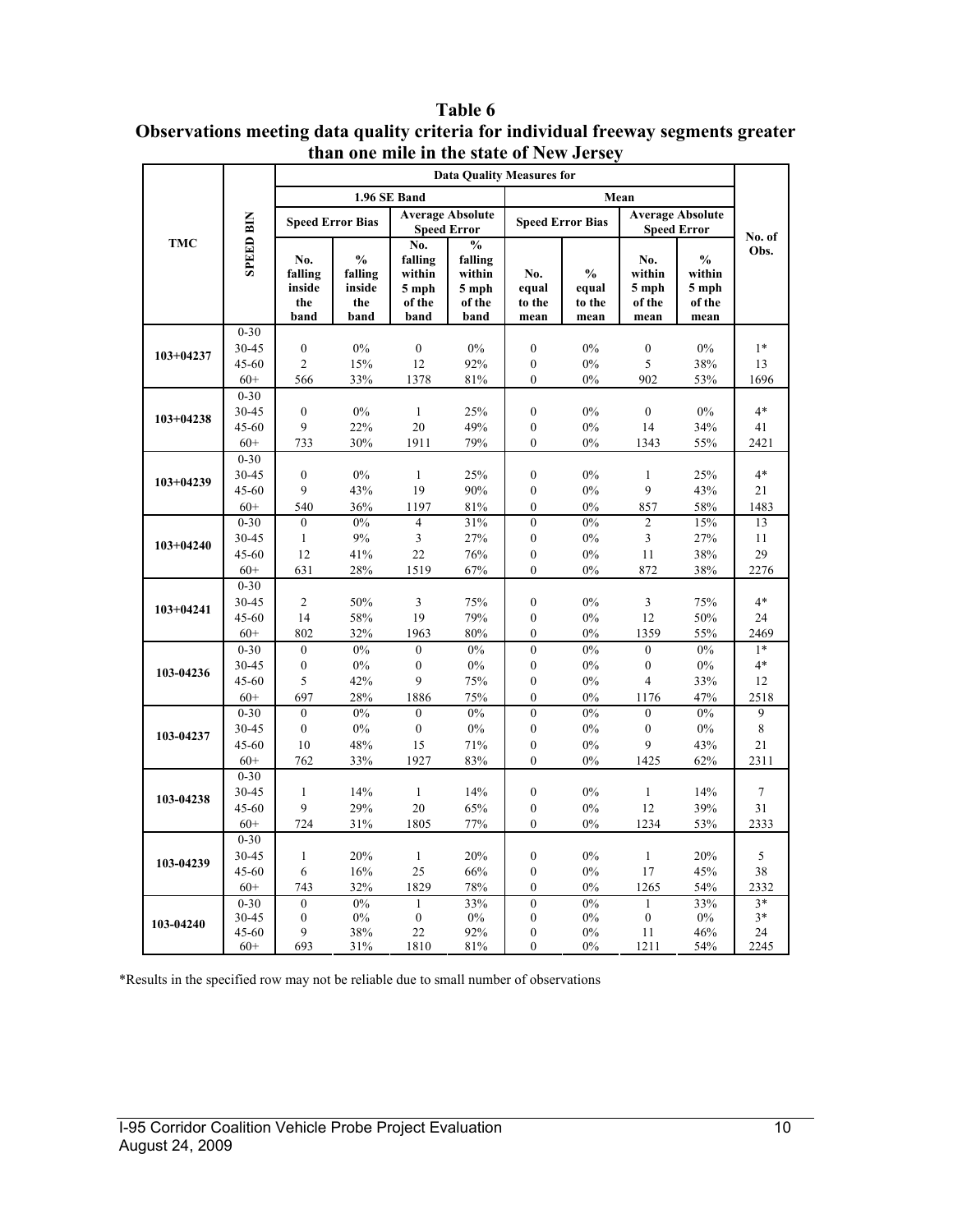# Table 6

## Observations meeting data quality criteria for individual freeway segments greater than one mile in the state of New Jersey

| TMC | SPEED BIN | Data Quality Measures for | | | | | | | | No. of Obs. |
|---|---|---|---|---|---|---|---|---|---|---|
| | | 1.96 SE Band | | | | Mean | | | | |
| | | Speed Error Bias | | Average Absolute Speed Error | | Speed Error Bias | | Average Absolute Speed Error | | |
| | | No. falling inside the band | % falling inside the band | No. falling within 5 mph of the band | % falling within 5 mph of the band | No. equal to the mean | % equal to the mean | No. within 5 mph of the mean | % within 5 mph of the mean | |
| 103+04237 | 0-30 | | | | | | | | | |
| | 30-45 | 0 | 0% | 0 | 0% | 0 | 0% | 0 | 0% | 1* |
| | 45-60 | 2 | 15% | 12 | 92% | 0 | 0% | 5 | 38% | 13 |
| | 60+ | 566 | 33% | 1378 | 81% | 0 | 0% | 902 | 53% | 1696 |
| 103+04238 | 0-30 | | | | | | | | | |
| | 30-45 | 0 | 0% | 1 | 25% | 0 | 0% | 0 | 0% | 4* |
| | 45-60 | 9 | 22% | 20 | 49% | 0 | 0% | 14 | 34% | 41 |
| | 60+ | 733 | 30% | 1911 | 79% | 0 | 0% | 1343 | 55% | 2421 |
| 103+04239 | 0-30 | | | | | | | | | |
| | 30-45 | 0 | 0% | 1 | 25% | 0 | 0% | 1 | 25% | 4* |
| | 45-60 | 9 | 43% | 19 | 90% | 0 | 0% | 9 | 43% | 21 |
| | 60+ | 540 | 36% | 1197 | 81% | 0 | 0% | 857 | 58% | 1483 |
| 103+04240 | 0-30 | 0 | 0% | 4 | 31% | 0 | 0% | 2 | 15% | 13 |
| | 30-45 | 1 | 9% | 3 | 27% | 0 | 0% | 3 | 27% | 11 |
| | 45-60 | 12 | 41% | 22 | 76% | 0 | 0% | 11 | 38% | 29 |
| | 60+ | 631 | 28% | 1519 | 67% | 0 | 0% | 872 | 38% | 2276 |
| 103+04241 | 0-30 | | | | | | | | | |
| | 30-45 | 2 | 50% | 3 | 75% | 0 | 0% | 3 | 75% | 4* |
| | 45-60 | 14 | 58% | 19 | 79% | 0 | 0% | 12 | 50% | 24 |
| | 60+ | 802 | 32% | 1963 | 80% | 0 | 0% | 1359 | 55% | 2469 |
| 103-04236 | 0-30 | 0 | 0% | 0 | 0% | 0 | 0% | 0 | 0% | 1* |
| | 30-45 | 0 | 0% | 0 | 0% | 0 | 0% | 0 | 0% | 4* |
| | 45-60 | 5 | 42% | 9 | 75% | 0 | 0% | 4 | 33% | 12 |
| | 60+ | 697 | 28% | 1886 | 75% | 0 | 0% | 1176 | 47% | 2518 |
| 103-04237 | 0-30 | 0 | 0% | 0 | 0% | 0 | 0% | 0 | 0% | 9 |
| | 30-45 | 0 | 0% | 0 | 0% | 0 | 0% | 0 | 0% | 8 |
| | 45-60 | 10 | 48% | 15 | 71% | 0 | 0% | 9 | 43% | 21 |
| | 60+ | 762 | 33% | 1927 | 83% | 0 | 0% | 1425 | 62% | 2311 |
| 103-04238 | 0-30 | | | | | | | | | |
| | 30-45 | 1 | 14% | 1 | 14% | 0 | 0% | 1 | 14% | 7 |
| | 45-60 | 9 | 29% | 20 | 65% | 0 | 0% | 12 | 39% | 31 |
| | 60+ | 724 | 31% | 1805 | 77% | 0 | 0% | 1234 | 53% | 2333 |
| 103-04239 | 0-30 | | | | | | | | | |
| | 30-45 | 1 | 20% | 1 | 20% | 0 | 0% | 1 | 20% | 5 |
| | 45-60 | 6 | 16% | 25 | 66% | 0 | 0% | 17 | 45% | 38 |
| | 60+ | 743 | 32% | 1829 | 78% | 0 | 0% | 1265 | 54% | 2332 |
| 103-04240 | 0-30 | 0 | 0% | 1 | 33% | 0 | 0% | 1 | 33% | 3* |
| | 30-45 | 0 | 0% | 0 | 0% | 0 | 0% | 0 | 0% | 3* |
| | 45-60 | 9 | 38% | 22 | 92% | 0 | 0% | 11 | 46% | 24 |
| | 60+ | 693 | 31% | 1810 | 81% | 0 | 0% | 1211 | 54% | 2245 |

*Results in the specified row may not be reliable due to small number of observations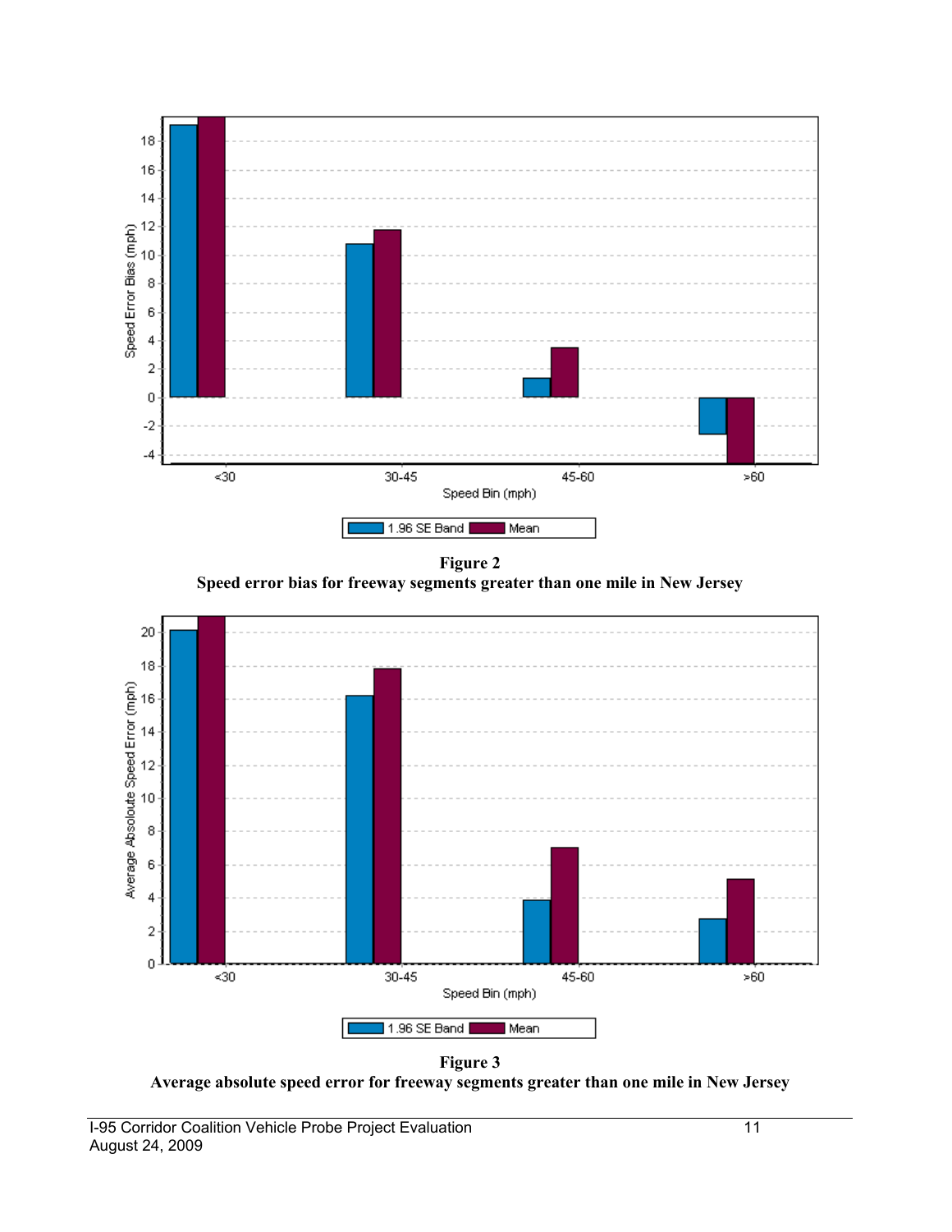18
16
14
12
10
8
6
4
2
0
-2
-4

Speed Error Bias (mph)

<30
30-45
45-60
>60

Speed Bin (mph)

1.96 SE Band
Mean

**Figure 2**
**Speed error bias for freeway segments greater than one mile in New Jersey**

20
18
16
14
12
10
8
6
4
2
0

Average Absoloute Speed Error (mph)

<30
30-45
45-60
>60

Speed Bin (mph)

1.96 SE Band
Mean

**Figure 3**
**Average absolute speed error for freeway segments greater than one mile in New Jersey**